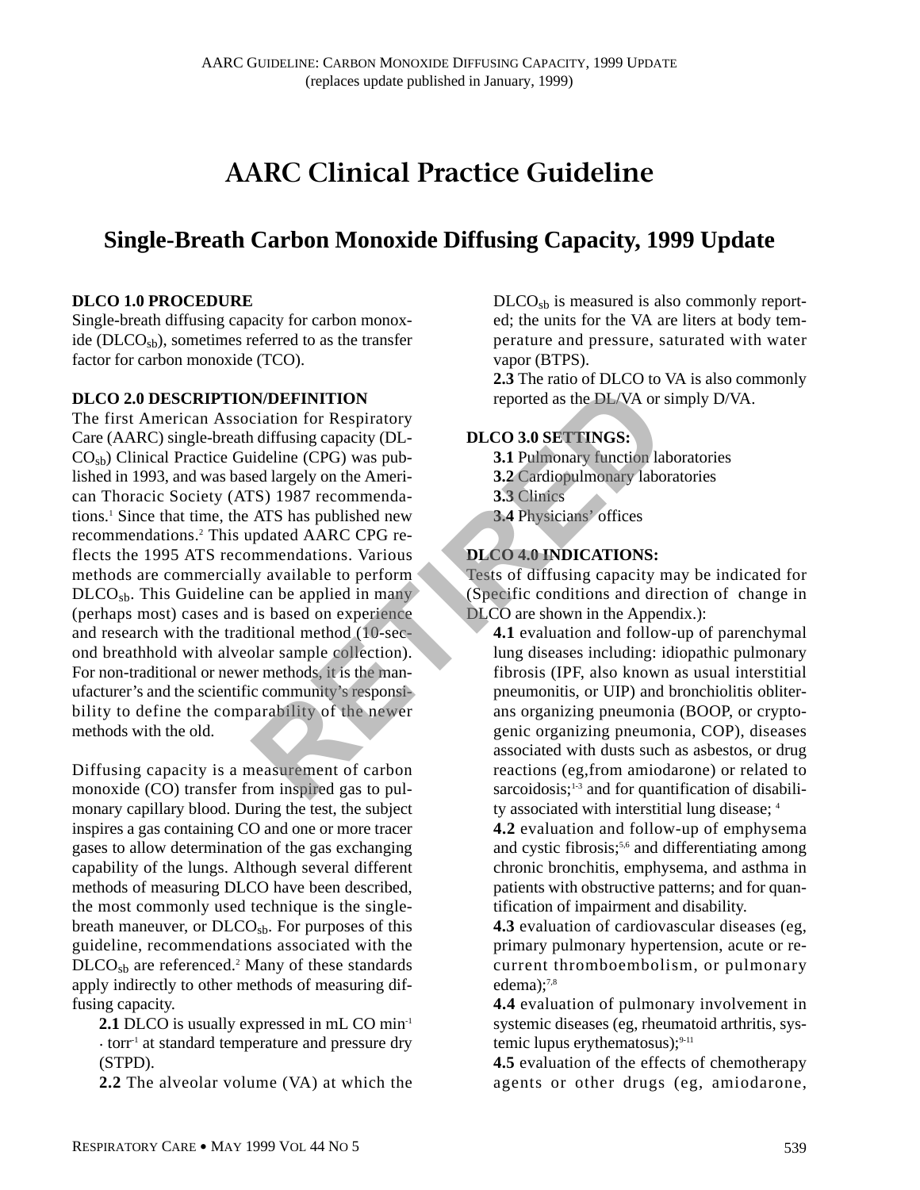AARC Guideline: Carbon Monoxide Diffusing Capacity, 1999 Update (replaces update published in January, 1999)

# AARC Clinical Practice Guideline

## Single-Breath Carbon Monoxide Diffusing Capacity, 1999 Update

**DLCO 1.0 PROCEDURE**

Single-breath diffusing capacity for carbon monoxide ($DLCO_{sb}$), sometimes referred to as the transfer factor for carbon monoxide (TCO).

**DLCO 2.0 DESCRIPTION/DEFINITION**

The first American Association for Respiratory Care (AARC) single-breath diffusing capacity ($DLCO_{sb}$) Clinical Practice Guideline (CPG) was published in 1993, and was based largely on the American Thoracic Society (ATS) 1987 recommendations.[1] Since that time, the ATS has published new recommendations.[2] This updated AARC CPG reflects the 1995 ATS recommendations. Various methods are commercially available to perform $DLCO_{sb}$. This Guideline can be applied in many (perhaps most) cases and is based on experience and research with the traditional method (10-second breathhold with alveolar sample collection). For non-traditional or newer methods, it is the manufacturer's and the scientific community's responsibility to define the comparability of the newer methods with the old.

Diffusing capacity is a measurement of carbon monoxide (CO) transfer from inspired gas to pulmonary capillary blood. During the test, the subject inspires a gas containing CO and one or more tracer gases to allow determination of the gas exchanging capability of the lungs. Although several different methods of measuring DLCO have been described, the most commonly used technique is the single-breath maneuver, or $DLCO_{sb}$. For purposes of this guideline, recommendations associated with the $DLCO_{sb}$ are referenced.[2] Many of these standards apply indirectly to other methods of measuring diffusing capacity.

**2.1** DLCO is usually expressed in mL CO $min^{-1} \cdot torr^{-1}$ at standard temperature and pressure dry (STPD).

**2.2** The alveolar volume (VA) at which the $DLCO_{sb}$ is measured is also commonly reported; the units for the VA are liters at body temperature and pressure, saturated with water vapor (BTPS).

**2.3** The ratio of DLCO to VA is also commonly reported as the DL/VA or simply D/VA.

**DLCO 3.0 SETTINGS:**

**3.1** Pulmonary function laboratories
**3.2** Cardiopulmonary laboratories
**3.3** Clinics
**3.4** Physicians' offices

**DLCO 4.0 INDICATIONS:**

Tests of diffusing capacity may be indicated for (Specific conditions and direction of change in DLCO are shown in the Appendix.):

**4.1** evaluation and follow-up of parenchymal lung diseases including: idiopathic pulmonary fibrosis (IPF, also known as usual interstitial pneumonitis, or UIP) and bronchiolitis obliterans organizing pneumonia (BOOP, or cryptogenic organizing pneumonia, COP), diseases associated with dusts such as asbestos, or drug reactions (eg,from amiodarone) or related to sarcoidosis;[1-3] and for quantification of disability associated with interstitial lung disease; [4]

**4.2** evaluation and follow-up of emphysema and cystic fibrosis;[5,6] and differentiating among chronic bronchitis, emphysema, and asthma in patients with obstructive patterns; and for quantification of impairment and disability.

**4.3** evaluation of cardiovascular diseases (eg, primary pulmonary hypertension, acute or recurrent thromboembolism, or pulmonary edema);[7,8]

**4.4** evaluation of pulmonary involvement in systemic diseases (eg, rheumatoid arthritis, systemic lupus erythematosus);[9-11]

**4.5** evaluation of the effects of chemotherapy agents or other drugs (eg, amiodarone,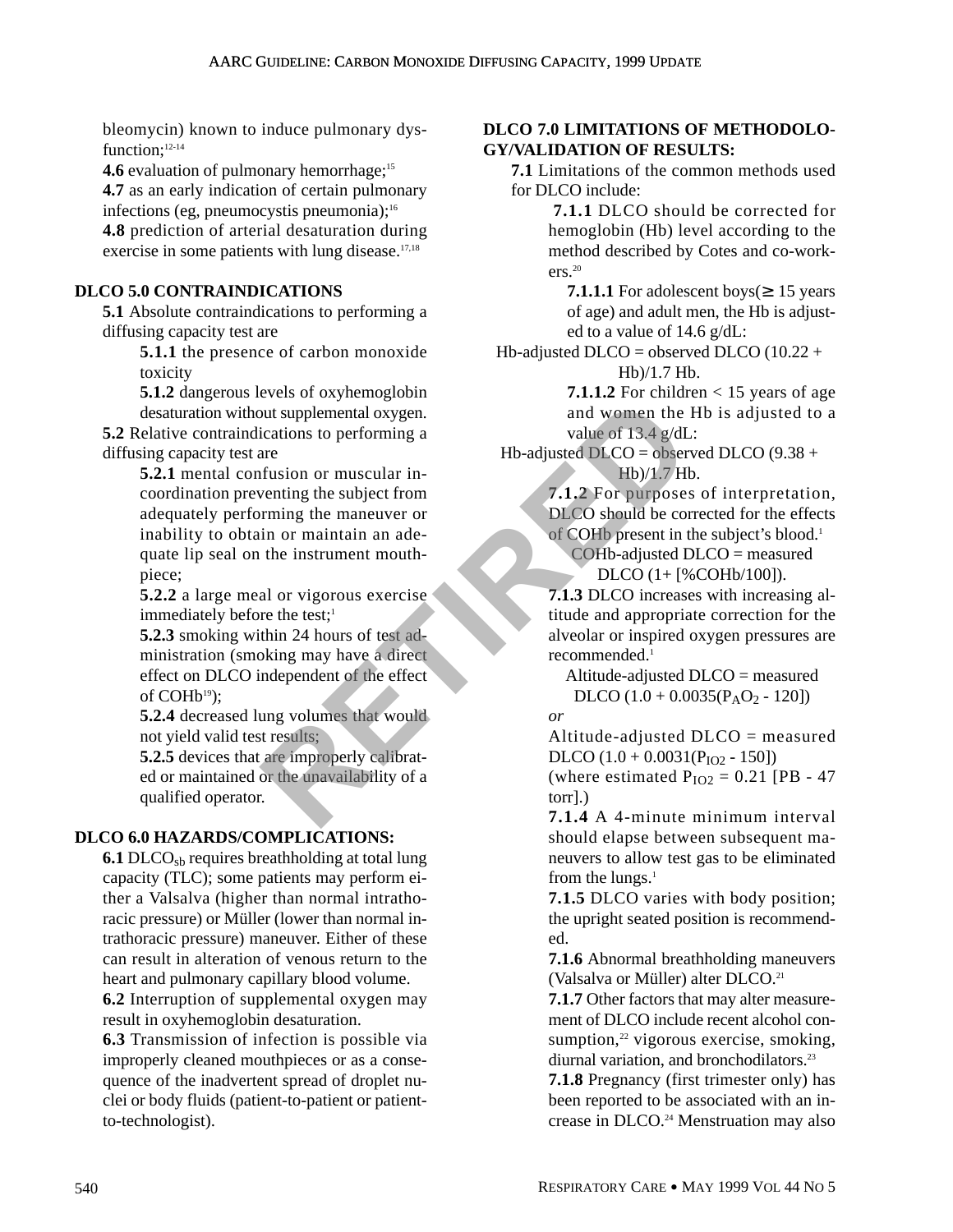bleomycin) known to induce pulmonary dysfunction;[12-14]

**4.6** evaluation of pulmonary hemorrhage;[15]

**4.7** as an early indication of certain pulmonary infections (eg, pneumocystis pneumonia);[16]

**4.8** prediction of arterial desaturation during exercise in some patients with lung disease.[17,18]

## DLCO 5.0 CONTRAINDICATIONS

**5.1** Absolute contraindications to performing a diffusing capacity test are

**5.1.1** the presence of carbon monoxide toxicity

**5.1.2** dangerous levels of oxyhemoglobin desaturation without supplemental oxygen.

**5.2** Relative contraindications to performing a diffusing capacity test are

**5.2.1** mental confusion or muscular incoordination preventing the subject from adequately performing the maneuver or inability to obtain or maintain an adequate lip seal on the instrument mouthpiece;

**5.2.2** a large meal or vigorous exercise immediately before the test;[1]

**5.2.3** smoking within 24 hours of test administration (smoking may have a direct effect on DLCO independent of the effect of COHb[19]);

**5.2.4** decreased lung volumes that would not yield valid test results;

**5.2.5** devices that are improperly calibrated or maintained or the unavailability of a qualified operator.

## DLCO 6.0 HAZARDS/COMPLICATIONS:

**6.1** $DLCO_{sb}$ requires breathholding at total lung capacity (TLC); some patients may perform either a Valsalva (higher than normal intrathoracic pressure) or Müller (lower than normal intrathoracic pressure) maneuver. Either of these can result in alteration of venous return to the heart and pulmonary capillary blood volume.

**6.2** Interruption of supplemental oxygen may result in oxyhemoglobin desaturation.

**6.3** Transmission of infection is possible via improperly cleaned mouthpieces or as a consequence of the inadvertent spread of droplet nuclei or body fluids (patient-to-patient or patient-to-technologist).

## DLCO 7.0 LIMITATIONS OF METHODOLOGY/VALIDATION OF RESULTS:

**7.1** Limitations of the common methods used for DLCO include:

**7.1.1** DLCO should be corrected for hemoglobin (Hb) level according to the method described by Cotes and co-workers.[20]

**7.1.1.1** For adolescent boys(≥ 15 years of age) and adult men, the Hb is adjusted to a value of 14.6 g/dL:

$$\text{Hb-adjusted DLCO} = \text{observed DLCO } (10.22 + \text{Hb})/1.7\ \text{Hb}.$$

**7.1.1.2** For children < 15 years of age and women the Hb is adjusted to a value of 13.4 g/dL:

$$\text{Hb-adjusted DLCO} = \text{observed DLCO } (9.38 + \text{Hb})/1.7\ \text{Hb}.$$

**7.1.2** For purposes of interpretation, DLCO should be corrected for the effects of COHb present in the subject's blood.[1]

$$\text{COHb-adjusted DLCO} = \text{measured DLCO } (1 + [\%\text{COHb}/100]).$$

**7.1.3** DLCO increases with increasing altitude and appropriate correction for the alveolar or inspired oxygen pressures are recommended.[1]

$$\text{Altitude-adjusted DLCO} = \text{measured DLCO } (1.0 + 0.0035(P_AO_2 - 120))$$

*or*

$$\text{Altitude-adjusted DLCO} = \text{measured DLCO } (1.0 + 0.0031(P_{IO2} - 150))$$

(where estimated $P_{IO2} = 0.21\ [PB - 47\ \text{torr}]$.)

**7.1.4** A 4-minute minimum interval should elapse between subsequent maneuvers to allow test gas to be eliminated from the lungs.[1]

**7.1.5** DLCO varies with body position; the upright seated position is recommended.

**7.1.6** Abnormal breathholding maneuvers (Valsalva or Müller) alter DLCO.[21]

**7.1.7** Other factors that may alter measurement of DLCO include recent alcohol consumption,[22] vigorous exercise, smoking, diurnal variation, and bronchodilators.[23]

**7.1.8** Pregnancy (first trimester only) has been reported to be associated with an increase in DLCO.[24] Menstruation may also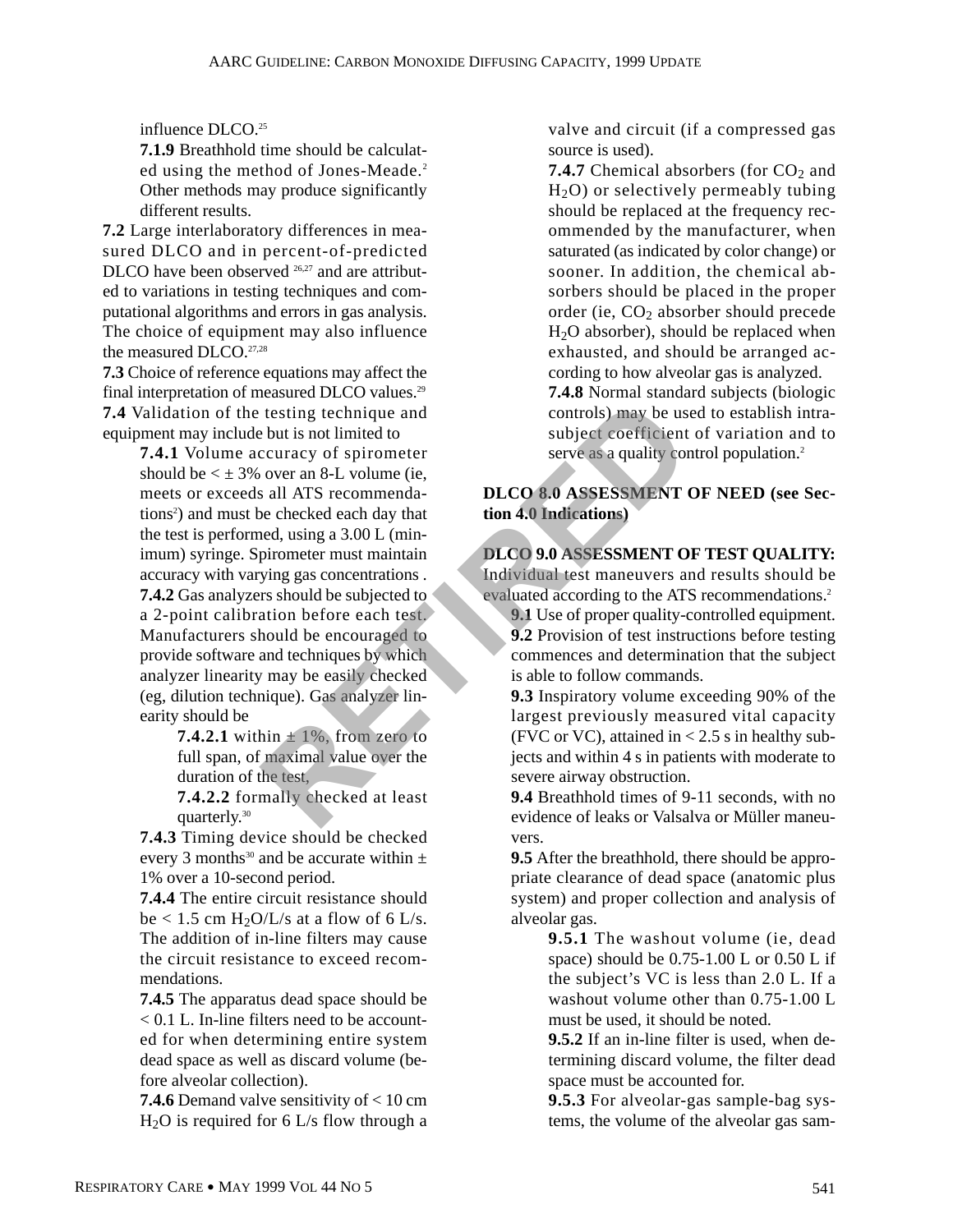influence DLCO.[25]

**7.1.9** Breathhold time should be calculated using the method of Jones-Meade.[2] Other methods may produce significantly different results.

**7.2** Large interlaboratory differences in measured DLCO and in percent-of-predicted DLCO have been observed [26,27] and are attributed to variations in testing techniques and computational algorithms and errors in gas analysis. The choice of equipment may also influence the measured DLCO.[27,28]

**7.3** Choice of reference equations may affect the final interpretation of measured DLCO values.[29]

**7.4** Validation of the testing technique and equipment may include but is not limited to

**7.4.1** Volume accuracy of spirometer should be $< \pm 3\%$ over an 8-L volume (ie, meets or exceeds all ATS recommendations[2]) and must be checked each day that the test is performed, using a 3.00 L (minimum) syringe. Spirometer must maintain accuracy with varying gas concentrations .

**7.4.2** Gas analyzers should be subjected to a 2-point calibration before each test. Manufacturers should be encouraged to provide software and techniques by which analyzer linearity may be easily checked (eg, dilution technique). Gas analyzer linearity should be

**7.4.2.1** within $\pm$ 1%, from zero to full span, of maximal value over the duration of the test,

**7.4.2.2** formally checked at least quarterly.[30]

**7.4.3** Timing device should be checked every 3 months[30] and be accurate within $\pm$ 1% over a 10-second period.

**7.4.4** The entire circuit resistance should be < 1.5 cm $H_2O$/L/s at a flow of 6 L/s. The addition of in-line filters may cause the circuit resistance to exceed recommendations.

**7.4.5** The apparatus dead space should be < 0.1 L. In-line filters need to be accounted for when determining entire system dead space as well as discard volume (before alveolar collection).

**7.4.6** Demand valve sensitivity of < 10 cm $H_2O$ is required for 6 L/s flow through a valve and circuit (if a compressed gas source is used).

**7.4.7** Chemical absorbers (for $CO_2$ and $H_2O$) or selectively permeably tubing should be replaced at the frequency recommended by the manufacturer, when saturated (as indicated by color change) or sooner. In addition, the chemical absorbers should be placed in the proper order (ie, $CO_2$ absorber should precede $H_2O$ absorber), should be replaced when exhausted, and should be arranged according to how alveolar gas is analyzed.

**7.4.8** Normal standard subjects (biologic controls) may be used to establish intrasubject coefficient of variation and to serve as a quality control population.[2]

**DLCO 8.0 ASSESSMENT OF NEED (see Section 4.0 Indications)**

**DLCO 9.0 ASSESSMENT OF TEST QUALITY:** Individual test maneuvers and results should be evaluated according to the ATS recommendations.[2]

**9.1** Use of proper quality-controlled equipment.

**9.2** Provision of test instructions before testing commences and determination that the subject is able to follow commands.

**9.3** Inspiratory volume exceeding 90% of the largest previously measured vital capacity (FVC or VC), attained in < 2.5 s in healthy subjects and within 4 s in patients with moderate to severe airway obstruction.

**9.4** Breathhold times of 9-11 seconds, with no evidence of leaks or Valsalva or Müller maneuvers.

**9.5** After the breathhold, there should be appropriate clearance of dead space (anatomic plus system) and proper collection and analysis of alveolar gas.

**9.5.1** The washout volume (ie, dead space) should be 0.75-1.00 L or 0.50 L if the subject's VC is less than 2.0 L. If a washout volume other than 0.75-1.00 L must be used, it should be noted.

**9.5.2** If an in-line filter is used, when determining discard volume, the filter dead space must be accounted for.

**9.5.3** For alveolar-gas sample-bag systems, the volume of the alveolar gas sam-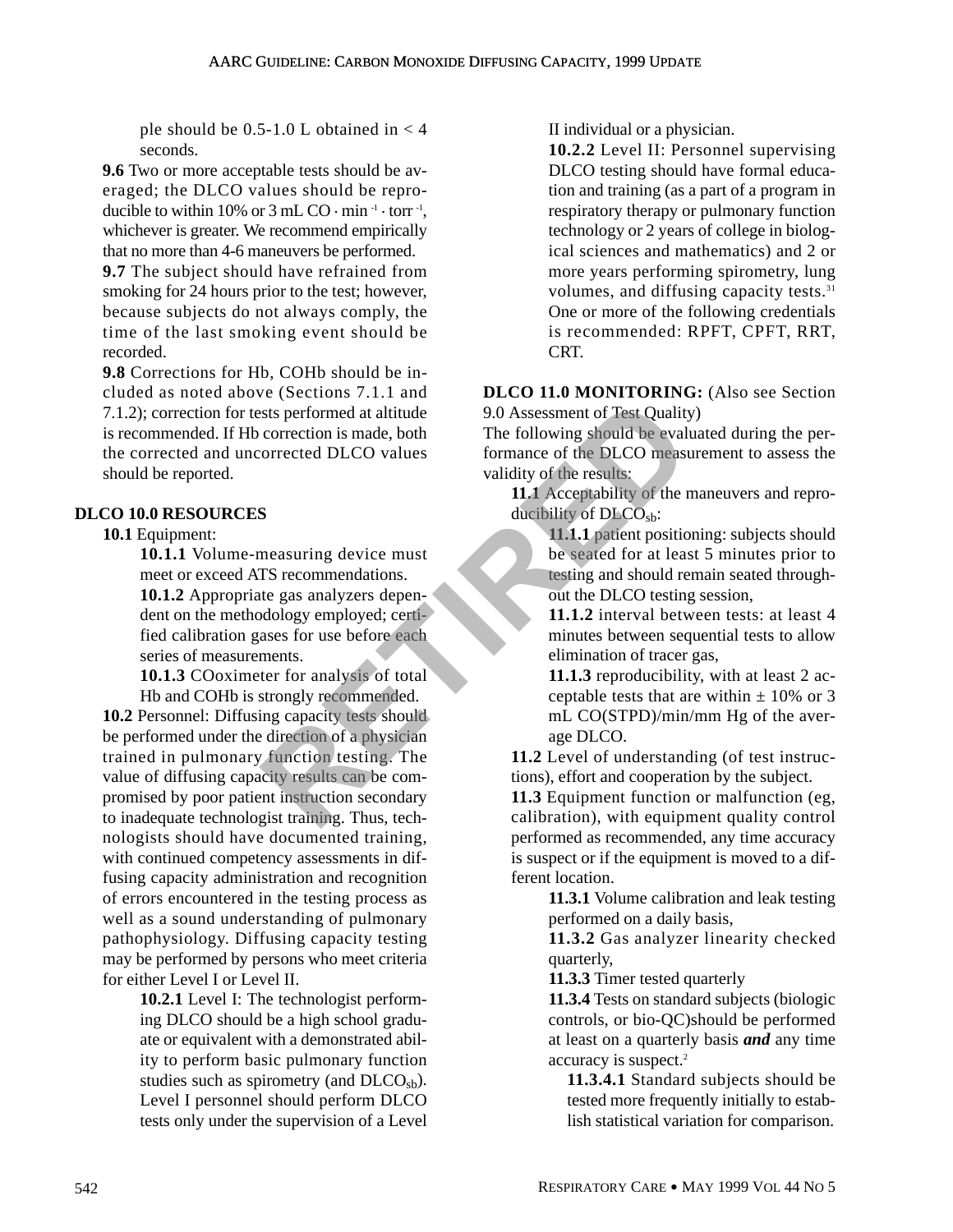ple should be 0.5-1.0 L obtained in < 4 seconds.

**9.6** Two or more acceptable tests should be averaged; the DLCO values should be reproducible to within 10% or 3 mL CO · min$^{-1}$ · torr$^{-1}$, whichever is greater. We recommend empirically that no more than 4-6 maneuvers be performed.

**9.7** The subject should have refrained from smoking for 24 hours prior to the test; however, because subjects do not always comply, the time of the last smoking event should be recorded.

**9.8** Corrections for Hb, COHb should be included as noted above (Sections 7.1.1 and 7.1.2); correction for tests performed at altitude is recommended. If Hb correction is made, both the corrected and uncorrected DLCO values should be reported.

**DLCO 10.0 RESOURCES**

**10.1** Equipment:

**10.1.1** Volume-measuring device must meet or exceed ATS recommendations.

**10.1.2** Appropriate gas analyzers dependent on the methodology employed; certified calibration gases for use before each series of measurements.

**10.1.3** COoximeter for analysis of total Hb and COHb is strongly recommended.

**10.2** Personnel: Diffusing capacity tests should be performed under the direction of a physician trained in pulmonary function testing. The value of diffusing capacity results can be compromised by poor patient instruction secondary to inadequate technologist training. Thus, technologists should have documented training, with continued competency assessments in diffusing capacity administration and recognition of errors encountered in the testing process as well as a sound understanding of pulmonary pathophysiology. Diffusing capacity testing may be performed by persons who meet criteria for either Level I or Level II.

**10.2.1** Level I: The technologist performing DLCO should be a high school graduate or equivalent with a demonstrated ability to perform basic pulmonary function studies such as spirometry (and $DLCO_{sb}$). Level I personnel should perform DLCO tests only under the supervision of a Level II individual or a physician.

**10.2.2** Level II: Personnel supervising DLCO testing should have formal education and training (as a part of a program in respiratory therapy or pulmonary function technology or 2 years of college in biological sciences and mathematics) and 2 or more years performing spirometry, lung volumes, and diffusing capacity tests.[31] One or more of the following credentials is recommended: RPFT, CPFT, RRT, CRT.

**DLCO 11.0 MONITORING:** (Also see Section 9.0 Assessment of Test Quality)

The following should be evaluated during the performance of the DLCO measurement to assess the validity of the results:

**11.1** Acceptability of the maneuvers and reproducibility of $DLCO_{sb}$:

**11.1.1** patient positioning: subjects should be seated for at least 5 minutes prior to testing and should remain seated throughout the DLCO testing session,

**11.1.2** interval between tests: at least 4 minutes between sequential tests to allow elimination of tracer gas,

**11.1.3** reproducibility, with at least 2 acceptable tests that are within ± 10% or 3 mL CO(STPD)/min/mm Hg of the average DLCO.

**11.2** Level of understanding (of test instructions), effort and cooperation by the subject.

**11.3** Equipment function or malfunction (eg, calibration), with equipment quality control performed as recommended, any time accuracy is suspect or if the equipment is moved to a different location.

**11.3.1** Volume calibration and leak testing performed on a daily basis,

**11.3.2** Gas analyzer linearity checked quarterly,

**11.3.3** Timer tested quarterly

**11.3.4** Tests on standard subjects (biologic controls, or bio-QC)should be performed at least on a quarterly basis ***and*** any time accuracy is suspect.[2]

**11.3.4.1** Standard subjects should be tested more frequently initially to establish statistical variation for comparison.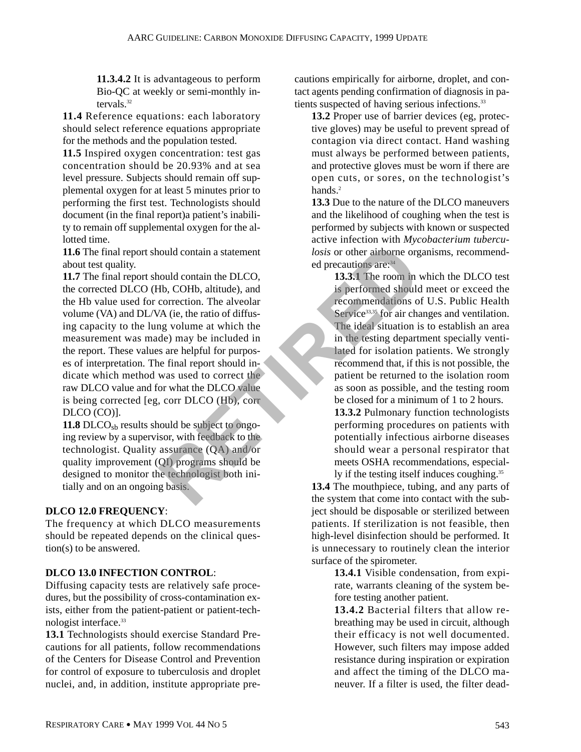11.3.4.2 It is advantageous to perform Bio-QC at weekly or semi-monthly intervals.[32]

**11.4** Reference equations: each laboratory should select reference equations appropriate for the methods and the population tested.

**11.5** Inspired oxygen concentration: test gas concentration should be 20.93% and at sea level pressure. Subjects should remain off supplemental oxygen for at least 5 minutes prior to performing the first test. Technologists should document (in the final report)a patient's inability to remain off supplemental oxygen for the allotted time.

**11.6** The final report should contain a statement about test quality.

**11.7** The final report should contain the DLCO, the corrected DLCO (Hb, COHb, altitude), and the Hb value used for correction. The alveolar volume (VA) and DL/VA (ie, the ratio of diffusing capacity to the lung volume at which the measurement was made) may be included in the report. These values are helpful for purposes of interpretation. The final report should indicate which method was used to correct the raw DLCO value and for what the DLCO value is being corrected [eg, corr DLCO (Hb), corr DLCO (CO)].

**11.8** $DLCO_{sb}$ results should be subject to ongoing review by a supervisor, with feedback to the technologist. Quality assurance (QA) and/or quality improvement (QI) programs should be designed to monitor the technologist both initially and on an ongoing basis.

**DLCO 12.0 FREQUENCY**:

The frequency at which DLCO measurements should be repeated depends on the clinical question(s) to be answered.

**DLCO 13.0 INFECTION CONTROL**:

Diffusing capacity tests are relatively safe procedures, but the possibility of cross-contamination exists, either from the patient-patient or patient-technologist interface.[33]

**13.1** Technologists should exercise Standard Precautions for all patients, follow recommendations of the Centers for Disease Control and Prevention for control of exposure to tuberculosis and droplet nuclei, and, in addition, institute appropriate precautions empirically for airborne, droplet, and contact agents pending confirmation of diagnosis in patients suspected of having serious infections.[33]

**13.2** Proper use of barrier devices (eg, protective gloves) may be useful to prevent spread of contagion via direct contact. Hand washing must always be performed between patients, and protective gloves must be worn if there are open cuts, or sores, on the technologist's hands.[2]

**13.3** Due to the nature of the DLCO maneuvers and the likelihood of coughing when the test is performed by subjects with known or suspected active infection with *Mycobacterium tuberculosis* or other airborne organisms, recommended precautions are:[34]

**13.3.1** The room in which the DLCO test is performed should meet or exceed the recommendations of U.S. Public Health Service[33,35] for air changes and ventilation. The ideal situation is to establish an area in the testing department specially ventilated for isolation patients. We strongly recommend that, if this is not possible, the patient be returned to the isolation room as soon as possible, and the testing room be closed for a minimum of 1 to 2 hours.

**13.3.2** Pulmonary function technologists performing procedures on patients with potentially infectious airborne diseases should wear a personal respirator that meets OSHA recommendations, especially if the testing itself induces coughing.[35]

**13.4** The mouthpiece, tubing, and any parts of the system that come into contact with the subject should be disposable or sterilized between patients. If sterilization is not feasible, then high-level disinfection should be performed. It is unnecessary to routinely clean the interior surface of the spirometer.

**13.4.1** Visible condensation, from expirate, warrants cleaning of the system before testing another patient.

**13.4.2** Bacterial filters that allow rebreathing may be used in circuit, although their efficacy is not well documented. However, such filters may impose added resistance during inspiration or expiration and affect the timing of the DLCO maneuver. If a filter is used, the filter dead-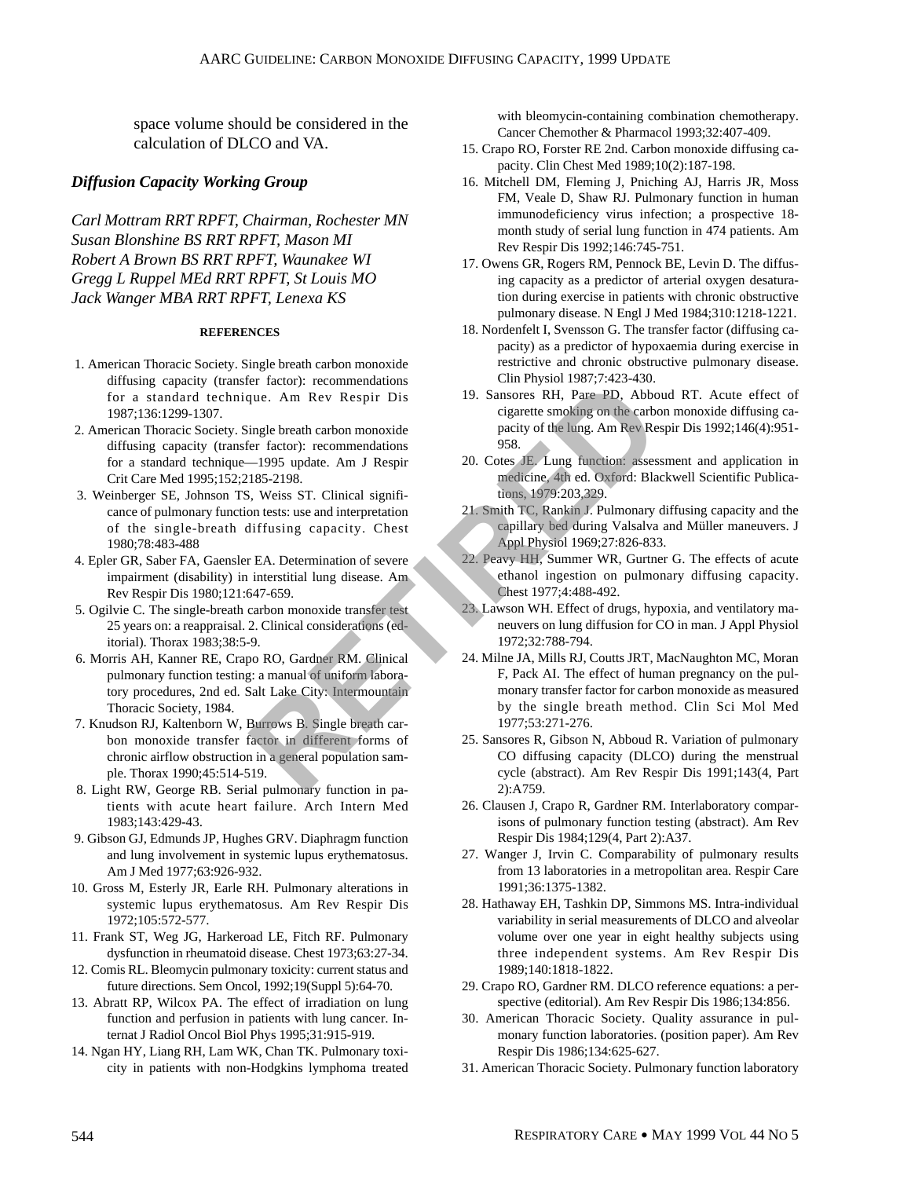space volume should be considered in the calculation of DLCO and VA.

### *Diffusion Capacity Working Group*

*Carl Mottram RRT RPFT, Chairman, Rochester MN*
*Susan Blonshine BS RRT RPFT, Mason MI*
*Robert A Brown BS RRT RPFT, Waunakee WI*
*Gregg L Ruppel MEd RRT RPFT, St Louis MO*
*Jack Wanger MBA RRT RPFT, Lenexa KS*

#### REFERENCES

1. American Thoracic Society. Single breath carbon monoxide diffusing capacity (transfer factor): recommendations for a standard technique. Am Rev Respir Dis 1987;136:1299-1307.
2. American Thoracic Society. Single breath carbon monoxide diffusing capacity (transfer factor): recommendations for a standard technique—1995 update. Am J Respir Crit Care Med 1995;152;2185-2198.
3. Weinberger SE, Johnson TS, Weiss ST. Clinical significance of pulmonary function tests: use and interpretation of the single-breath diffusing capacity. Chest 1980;78:483-488
4. Epler GR, Saber FA, Gaensler EA. Determination of severe impairment (disability) in interstitial lung disease. Am Rev Respir Dis 1980;121:647-659.
5. Ogilvie C. The single-breath carbon monoxide transfer test 25 years on: a reappraisal. 2. Clinical considerations (editorial). Thorax 1983;38:5-9.
6. Morris AH, Kanner RE, Crapo RO, Gardner RM. Clinical pulmonary function testing: a manual of uniform laboratory procedures, 2nd ed. Salt Lake City: Intermountain Thoracic Society, 1984.
7. Knudson RJ, Kaltenborn W, Burrows B. Single breath carbon monoxide transfer factor in different forms of chronic airflow obstruction in a general population sample. Thorax 1990;45:514-519.
8. Light RW, George RB. Serial pulmonary function in patients with acute heart failure. Arch Intern Med 1983;143:429-43.
9. Gibson GJ, Edmunds JP, Hughes GRV. Diaphragm function and lung involvement in systemic lupus erythematosus. Am J Med 1977;63:926-932.
10. Gross M, Esterly JR, Earle RH. Pulmonary alterations in systemic lupus erythematosus. Am Rev Respir Dis 1972;105:572-577.
11. Frank ST, Weg JG, Harkeroad LE, Fitch RF. Pulmonary dysfunction in rheumatoid disease. Chest 1973;63:27-34.
12. Comis RL. Bleomycin pulmonary toxicity: current status and future directions. Sem Oncol, 1992;19(Suppl 5):64-70.
13. Abratt RP, Wilcox PA. The effect of irradiation on lung function and perfusion in patients with lung cancer. Internat J Radiol Oncol Biol Phys 1995;31:915-919.
14. Ngan HY, Liang RH, Lam WK, Chan TK. Pulmonary toxicity in patients with non-Hodgkins lymphoma treated with bleomycin-containing combination chemotherapy. Cancer Chemother & Pharmacol 1993;32:407-409.
15. Crapo RO, Forster RE 2nd. Carbon monoxide diffusing capacity. Clin Chest Med 1989;10(2):187-198.
16. Mitchell DM, Fleming J, Pniching AJ, Harris JR, Moss FM, Veale D, Shaw RJ. Pulmonary function in human immunodeficiency virus infection; a prospective 18-month study of serial lung function in 474 patients. Am Rev Respir Dis 1992;146:745-751.
17. Owens GR, Rogers RM, Pennock BE, Levin D. The diffusing capacity as a predictor of arterial oxygen desaturation during exercise in patients with chronic obstructive pulmonary disease. N Engl J Med 1984;310:1218-1221.
18. Nordenfelt I, Svensson G. The transfer factor (diffusing capacity) as a predictor of hypoxaemia during exercise in restrictive and chronic obstructive pulmonary disease. Clin Physiol 1987;7:423-430.
19. Sansores RH, Pare PD, Abboud RT. Acute effect of cigarette smoking on the carbon monoxide diffusing capacity of the lung. Am Rev Respir Dis 1992;146(4):951-958.
20. Cotes JE. Lung function: assessment and application in medicine, 4th ed. Oxford: Blackwell Scientific Publications, 1979:203,329.
21. Smith TC, Rankin J. Pulmonary diffusing capacity and the capillary bed during Valsalva and Müller maneuvers. J Appl Physiol 1969;27:826-833.
22. Peavy HH, Summer WR, Gurtner G. The effects of acute ethanol ingestion on pulmonary diffusing capacity. Chest 1977;4:488-492.
23. Lawson WH. Effect of drugs, hypoxia, and ventilatory maneuvers on lung diffusion for CO in man. J Appl Physiol 1972;32:788-794.
24. Milne JA, Mills RJ, Coutts JRT, MacNaughton MC, Moran F, Pack AI. The effect of human pregnancy on the pulmonary transfer factor for carbon monoxide as measured by the single breath method. Clin Sci Mol Med 1977;53:271-276.
25. Sansores R, Gibson N, Abboud R. Variation of pulmonary CO diffusing capacity (DLCO) during the menstrual cycle (abstract). Am Rev Respir Dis 1991;143(4, Part 2):A759.
26. Clausen J, Crapo R, Gardner RM. Interlaboratory comparisons of pulmonary function testing (abstract). Am Rev Respir Dis 1984;129(4, Part 2):A37.
27. Wanger J, Irvin C. Comparability of pulmonary results from 13 laboratories in a metropolitan area. Respir Care 1991;36:1375-1382.
28. Hathaway EH, Tashkin DP, Simmons MS. Intra-individual variability in serial measurements of DLCO and alveolar volume over one year in eight healthy subjects using three independent systems. Am Rev Respir Dis 1989;140:1818-1822.
29. Crapo RO, Gardner RM. DLCO reference equations: a perspective (editorial). Am Rev Respir Dis 1986;134:856.
30. American Thoracic Society. Quality assurance in pulmonary function laboratories. (position paper). Am Rev Respir Dis 1986;134:625-627.
31. American Thoracic Society. Pulmonary function laboratory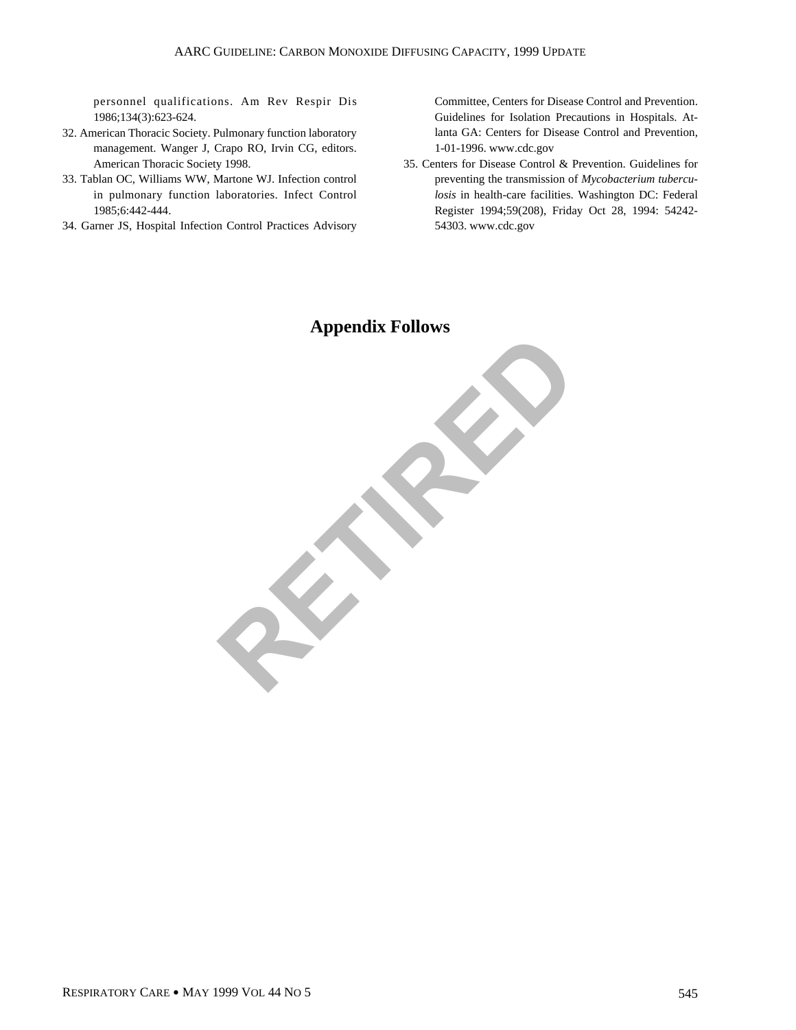personnel qualifications. Am Rev Respir Dis 1986;134(3):623-624.

32. American Thoracic Society. Pulmonary function laboratory management. Wanger J, Crapo RO, Irvin CG, editors. American Thoracic Society 1998.
33. Tablan OC, Williams WW, Martone WJ. Infection control in pulmonary function laboratories. Infect Control 1985;6:442-444.
34. Garner JS, Hospital Infection Control Practices Advisory Committee, Centers for Disease Control and Prevention. Guidelines for Isolation Precautions in Hospitals. Atlanta GA: Centers for Disease Control and Prevention, 1-01-1996. www.cdc.gov
35. Centers for Disease Control & Prevention. Guidelines for preventing the transmission of *Mycobacterium tuberculosis* in health-care facilities. Washington DC: Federal Register 1994;59(208), Friday Oct 28, 1994: 54242-54303. www.cdc.gov

**Appendix Follows**

RETIRED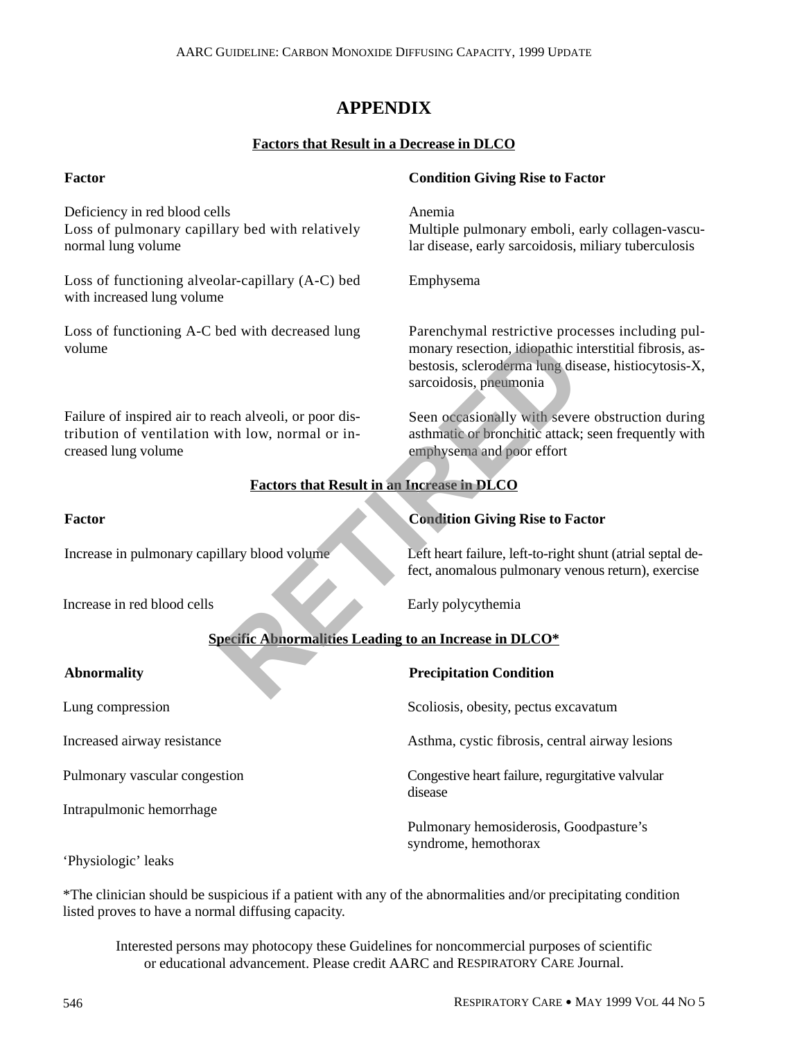# APPENDIX

## Factors that Result in a Decrease in DLCO

| Factor | Condition Giving Rise to Factor |
|---|---|
| Deficiency in red blood cells | Anemia |
| Loss of pulmonary capillary bed with relatively normal lung volume | Multiple pulmonary emboli, early collagen-vascular disease, early sarcoidosis, miliary tuberculosis |
| Loss of functioning alveolar-capillary (A-C) bed with increased lung volume | Emphysema |
| Loss of functioning A-C bed with decreased lung volume | Parenchymal restrictive processes including pulmonary resection, idiopathic interstitial fibrosis, asbestosis, scleroderma lung disease, histiocytosis-X, sarcoidosis, pneumonia |
| Failure of inspired air to reach alveoli, or poor distribution of ventilation with low, normal or increased lung volume | Seen occasionally with severe obstruction during asthmatic or bronchitic attack; seen frequently with emphysema and poor effort |

## Factors that Result in an Increase in DLCO

| Factor | Condition Giving Rise to Factor |
|---|---|
| Increase in pulmonary capillary blood volume | Left heart failure, left-to-right shunt (atrial septal defect, anomalous pulmonary venous return), exercise |
| Increase in red blood cells | Early polycythemia |

## Specific Abnormalities Leading to an Increase in DLCO*

| Abnormality | Precipitation Condition |
|---|---|
| Lung compression | Scoliosis, obesity, pectus excavatum |
| Increased airway resistance | Asthma, cystic fibrosis, central airway lesions |
| Pulmonary vascular congestion | Congestive heart failure, regurgitative valvular disease |
| Intrapulmonic hemorrhage | Pulmonary hemosiderosis, Goodpasture's syndrome, hemothorax |
| 'Physiologic' leaks | |

*The clinician should be suspicious if a patient with any of the abnormalities and/or precipitating condition listed proves to have a normal diffusing capacity.

Interested persons may photocopy these Guidelines for noncommercial purposes of scientific or educational advancement. Please credit AARC and RESPIRATORY CARE Journal.